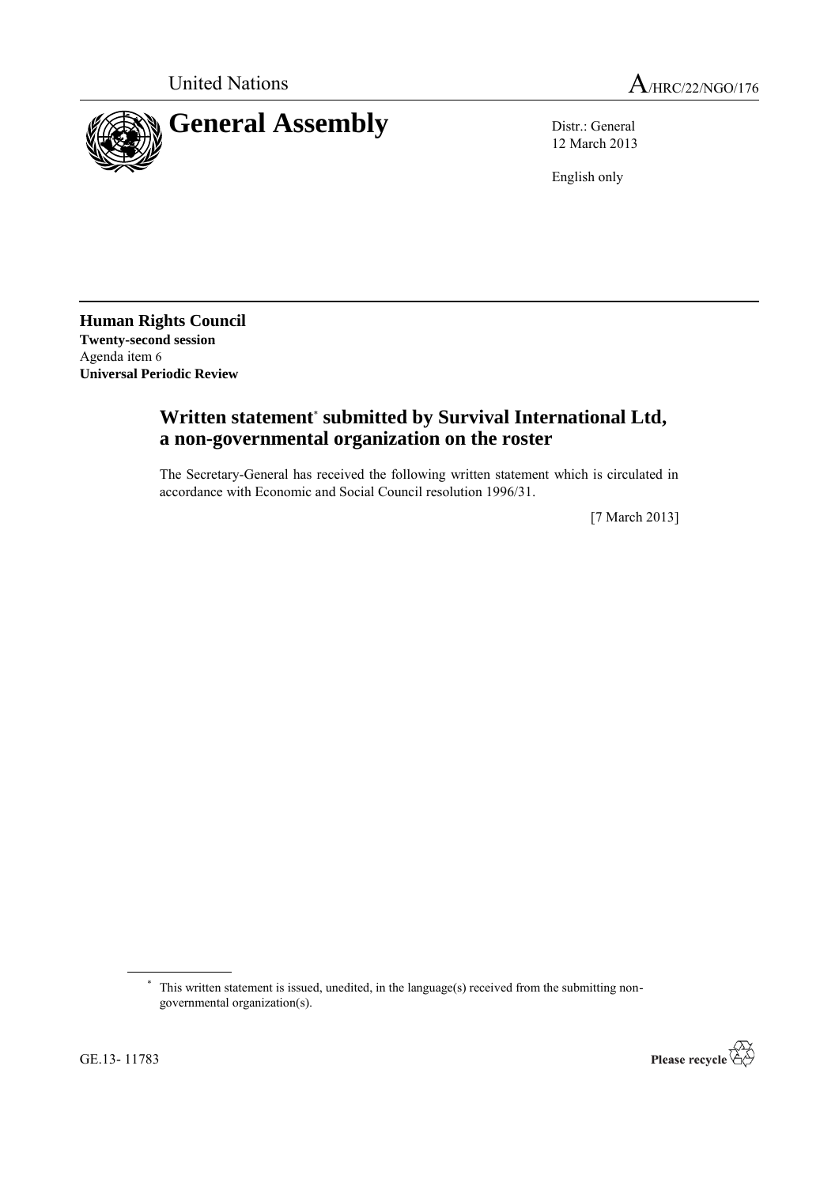United Nations

A/HRC/22/NGO/176

# General Assembly

Distr.: General
12 March 2013

English only

**Human Rights Council**
**Twenty-second session**
Agenda item 6
**Universal Periodic Review**

## Written statement* submitted by Survival International Ltd, a non-governmental organization on the roster

The Secretary-General has received the following written statement which is circulated in accordance with Economic and Social Council resolution 1996/31.

[7 March 2013]

* This written statement is issued, unedited, in the language(s) received from the submitting non-governmental organization(s).

GE.13- 11783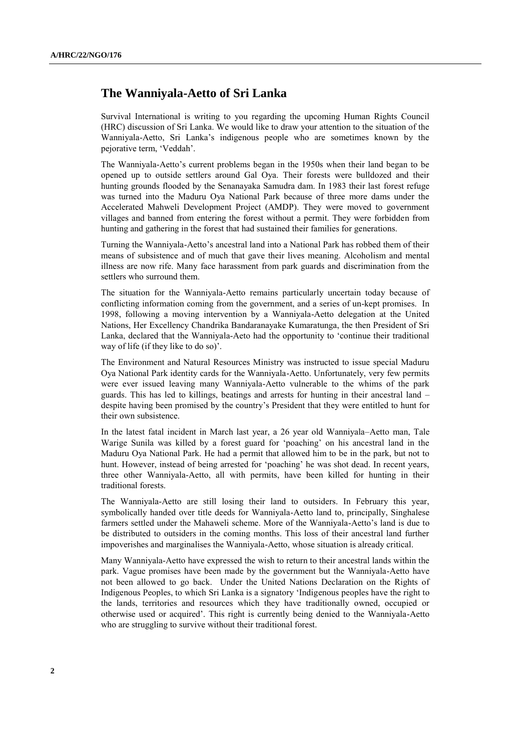## The Wanniyala-Aetto of Sri Lanka

Survival International is writing to you regarding the upcoming Human Rights Council (HRC) discussion of Sri Lanka. We would like to draw your attention to the situation of the Wanniyala-Aetto, Sri Lanka's indigenous people who are sometimes known by the pejorative term, 'Veddah'.

The Wanniyala-Aetto's current problems began in the 1950s when their land began to be opened up to outside settlers around Gal Oya. Their forests were bulldozed and their hunting grounds flooded by the Senanayaka Samudra dam. In 1983 their last forest refuge was turned into the Maduru Oya National Park because of three more dams under the Accelerated Mahweli Development Project (AMDP). They were moved to government villages and banned from entering the forest without a permit. They were forbidden from hunting and gathering in the forest that had sustained their families for generations.

Turning the Wanniyala-Aetto's ancestral land into a National Park has robbed them of their means of subsistence and of much that gave their lives meaning. Alcoholism and mental illness are now rife. Many face harassment from park guards and discrimination from the settlers who surround them.

The situation for the Wanniyala-Aetto remains particularly uncertain today because of conflicting information coming from the government, and a series of un-kept promises. In 1998, following a moving intervention by a Wanniyala-Aetto delegation at the United Nations, Her Excellency Chandrika Bandaranayake Kumaratunga, the then President of Sri Lanka, declared that the Wanniyala-Aeto had the opportunity to 'continue their traditional way of life (if they like to do so)'.

The Environment and Natural Resources Ministry was instructed to issue special Maduru Oya National Park identity cards for the Wanniyala-Aetto. Unfortunately, very few permits were ever issued leaving many Wanniyala-Aetto vulnerable to the whims of the park guards. This has led to killings, beatings and arrests for hunting in their ancestral land – despite having been promised by the country's President that they were entitled to hunt for their own subsistence.

In the latest fatal incident in March last year, a 26 year old Wanniyala–Aetto man, Tale Warige Sunila was killed by a forest guard for 'poaching' on his ancestral land in the Maduru Oya National Park. He had a permit that allowed him to be in the park, but not to hunt. However, instead of being arrested for 'poaching' he was shot dead. In recent years, three other Wanniyala-Aetto, all with permits, have been killed for hunting in their traditional forests.

The Wanniyala-Aetto are still losing their land to outsiders. In February this year, symbolically handed over title deeds for Wanniyala-Aetto land to, principally, Singhalese farmers settled under the Mahaweli scheme. More of the Wanniyala-Aetto's land is due to be distributed to outsiders in the coming months. This loss of their ancestral land further impoverishes and marginalises the Wanniyala-Aetto, whose situation is already critical.

Many Wanniyala-Aetto have expressed the wish to return to their ancestral lands within the park. Vague promises have been made by the government but the Wanniyala-Aetto have not been allowed to go back. Under the United Nations Declaration on the Rights of Indigenous Peoples, to which Sri Lanka is a signatory 'Indigenous peoples have the right to the lands, territories and resources which they have traditionally owned, occupied or otherwise used or acquired'. This right is currently being denied to the Wanniyala-Aetto who are struggling to survive without their traditional forest.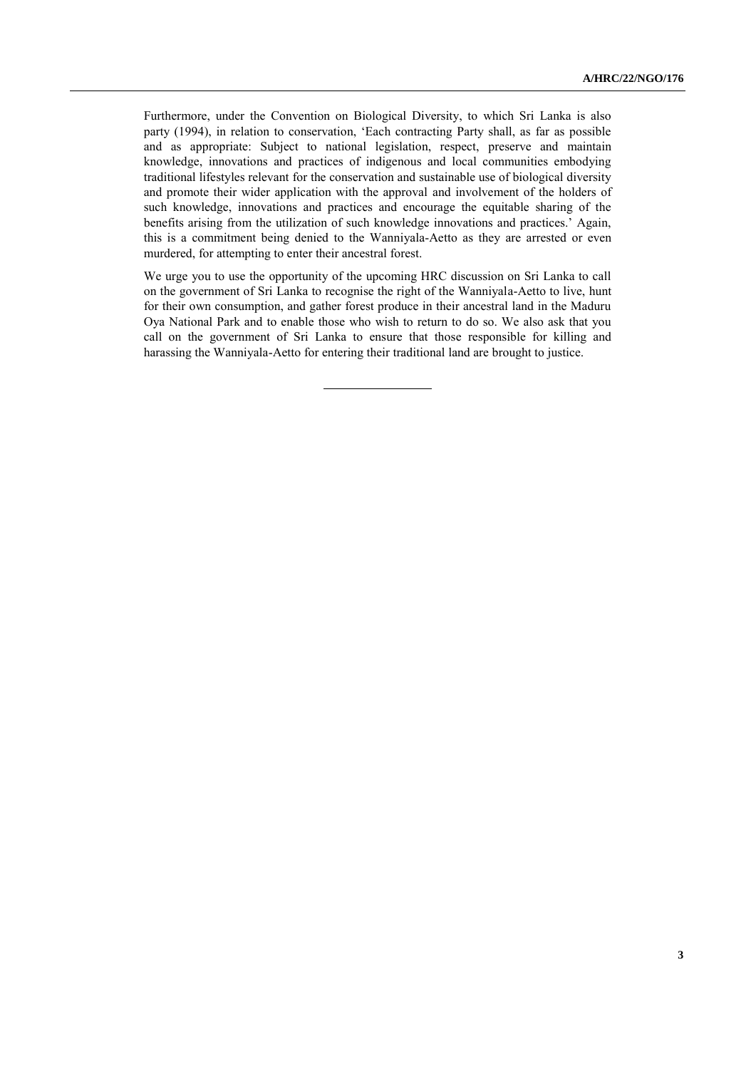Furthermore, under the Convention on Biological Diversity, to which Sri Lanka is also party (1994), in relation to conservation, 'Each contracting Party shall, as far as possible and as appropriate: Subject to national legislation, respect, preserve and maintain knowledge, innovations and practices of indigenous and local communities embodying traditional lifestyles relevant for the conservation and sustainable use of biological diversity and promote their wider application with the approval and involvement of the holders of such knowledge, innovations and practices and encourage the equitable sharing of the benefits arising from the utilization of such knowledge innovations and practices.' Again, this is a commitment being denied to the Wanniyala-Aetto as they are arrested or even murdered, for attempting to enter their ancestral forest.

We urge you to use the opportunity of the upcoming HRC discussion on Sri Lanka to call on the government of Sri Lanka to recognise the right of the Wanniyala-Aetto to live, hunt for their own consumption, and gather forest produce in their ancestral land in the Maduru Oya National Park and to enable those who wish to return to do so. We also ask that you call on the government of Sri Lanka to ensure that those responsible for killing and harassing the Wanniyala-Aetto for entering their traditional land are brought to justice.